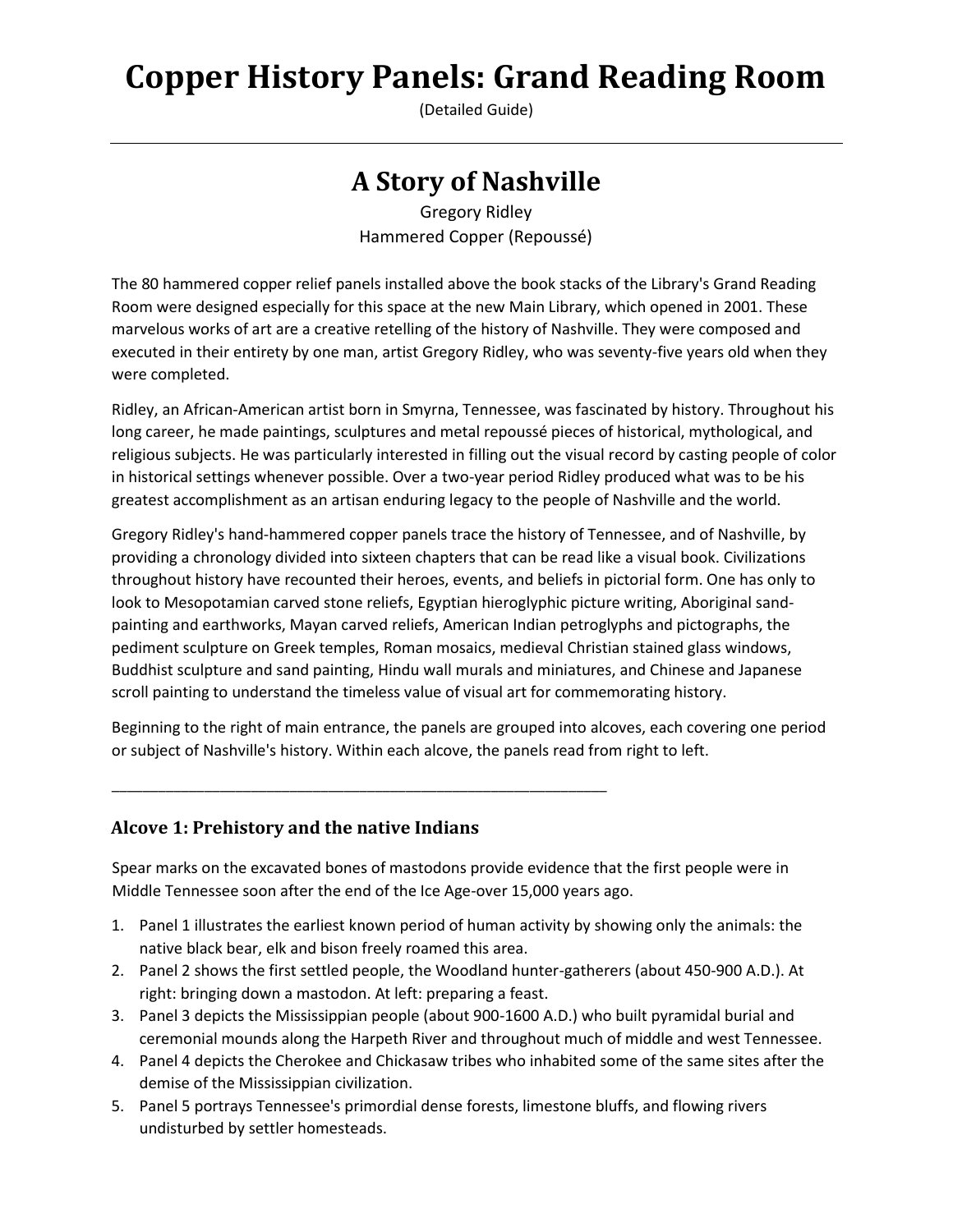# Copper History Panels: Grand Reading Room

(Detailed Guide)

---

## A Story of Nashville

Gregory Ridley
Hammered Copper (Repoussé)

The 80 hammered copper relief panels installed above the book stacks of the Library's Grand Reading Room were designed especially for this space at the new Main Library, which opened in 2001. These marvelous works of art are a creative retelling of the history of Nashville. They were composed and executed in their entirety by one man, artist Gregory Ridley, who was seventy-five years old when they were completed.

Ridley, an African-American artist born in Smyrna, Tennessee, was fascinated by history. Throughout his long career, he made paintings, sculptures and metal repoussé pieces of historical, mythological, and religious subjects. He was particularly interested in filling out the visual record by casting people of color in historical settings whenever possible. Over a two-year period Ridley produced what was to be his greatest accomplishment as an artisan enduring legacy to the people of Nashville and the world.

Gregory Ridley's hand-hammered copper panels trace the history of Tennessee, and of Nashville, by providing a chronology divided into sixteen chapters that can be read like a visual book. Civilizations throughout history have recounted their heroes, events, and beliefs in pictorial form. One has only to look to Mesopotamian carved stone reliefs, Egyptian hieroglyphic picture writing, Aboriginal sand-painting and earthworks, Mayan carved reliefs, American Indian petroglyphs and pictographs, the pediment sculpture on Greek temples, Roman mosaics, medieval Christian stained glass windows, Buddhist sculpture and sand painting, Hindu wall murals and miniatures, and Chinese and Japanese scroll painting to understand the timeless value of visual art for commemorating history.

Beginning to the right of main entrance, the panels are grouped into alcoves, each covering one period or subject of Nashville's history. Within each alcove, the panels read from right to left.

---

### Alcove 1: Prehistory and the native Indians

Spear marks on the excavated bones of mastodons provide evidence that the first people were in Middle Tennessee soon after the end of the Ice Age-over 15,000 years ago.

1. Panel 1 illustrates the earliest known period of human activity by showing only the animals: the native black bear, elk and bison freely roamed this area.
2. Panel 2 shows the first settled people, the Woodland hunter-gatherers (about 450-900 A.D.). At right: bringing down a mastodon. At left: preparing a feast.
3. Panel 3 depicts the Mississippian people (about 900-1600 A.D.) who built pyramidal burial and ceremonial mounds along the Harpeth River and throughout much of middle and west Tennessee.
4. Panel 4 depicts the Cherokee and Chickasaw tribes who inhabited some of the same sites after the demise of the Mississippian civilization.
5. Panel 5 portrays Tennessee's primordial dense forests, limestone bluffs, and flowing rivers undisturbed by settler homesteads.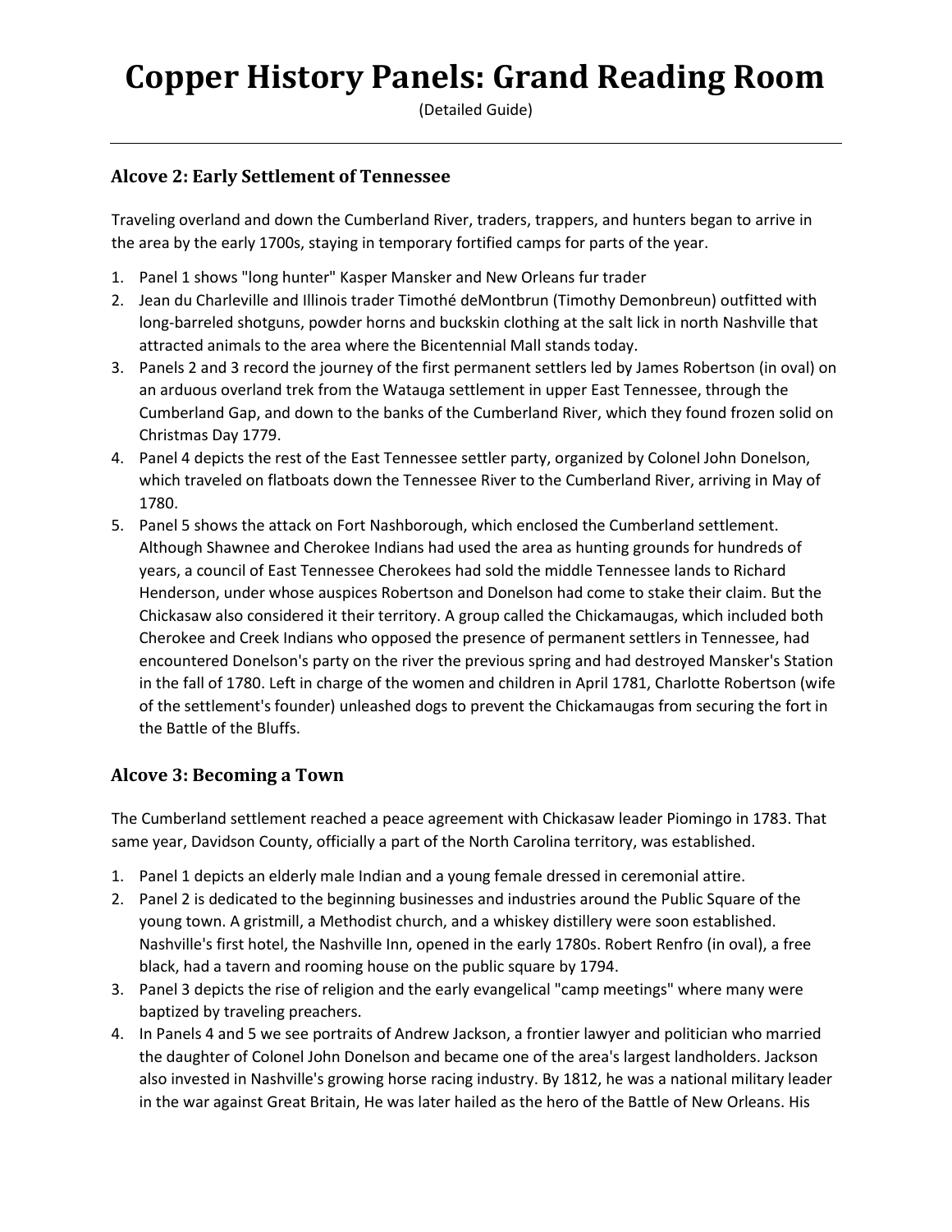# Copper History Panels: Grand Reading Room

(Detailed Guide)

---

### Alcove 2: Early Settlement of Tennessee

Traveling overland and down the Cumberland River, traders, trappers, and hunters began to arrive in the area by the early 1700s, staying in temporary fortified camps for parts of the year.

1. Panel 1 shows "long hunter" Kasper Mansker and New Orleans fur trader
2. Jean du Charleville and Illinois trader Timothé deMontbrun (Timothy Demonbreun) outfitted with long-barreled shotguns, powder horns and buckskin clothing at the salt lick in north Nashville that attracted animals to the area where the Bicentennial Mall stands today.
3. Panels 2 and 3 record the journey of the first permanent settlers led by James Robertson (in oval) on an arduous overland trek from the Watauga settlement in upper East Tennessee, through the Cumberland Gap, and down to the banks of the Cumberland River, which they found frozen solid on Christmas Day 1779.
4. Panel 4 depicts the rest of the East Tennessee settler party, organized by Colonel John Donelson, which traveled on flatboats down the Tennessee River to the Cumberland River, arriving in May of 1780.
5. Panel 5 shows the attack on Fort Nashborough, which enclosed the Cumberland settlement. Although Shawnee and Cherokee Indians had used the area as hunting grounds for hundreds of years, a council of East Tennessee Cherokees had sold the middle Tennessee lands to Richard Henderson, under whose auspices Robertson and Donelson had come to stake their claim. But the Chickasaw also considered it their territory. A group called the Chickamaugas, which included both Cherokee and Creek Indians who opposed the presence of permanent settlers in Tennessee, had encountered Donelson's party on the river the previous spring and had destroyed Mansker's Station in the fall of 1780. Left in charge of the women and children in April 1781, Charlotte Robertson (wife of the settlement's founder) unleashed dogs to prevent the Chickamaugas from securing the fort in the Battle of the Bluffs.

### Alcove 3: Becoming a Town

The Cumberland settlement reached a peace agreement with Chickasaw leader Piomingo in 1783. That same year, Davidson County, officially a part of the North Carolina territory, was established.

1. Panel 1 depicts an elderly male Indian and a young female dressed in ceremonial attire.
2. Panel 2 is dedicated to the beginning businesses and industries around the Public Square of the young town. A gristmill, a Methodist church, and a whiskey distillery were soon established. Nashville's first hotel, the Nashville Inn, opened in the early 1780s. Robert Renfro (in oval), a free black, had a tavern and rooming house on the public square by 1794.
3. Panel 3 depicts the rise of religion and the early evangelical "camp meetings" where many were baptized by traveling preachers.
4. In Panels 4 and 5 we see portraits of Andrew Jackson, a frontier lawyer and politician who married the daughter of Colonel John Donelson and became one of the area's largest landholders. Jackson also invested in Nashville's growing horse racing industry. By 1812, he was a national military leader in the war against Great Britain, He was later hailed as the hero of the Battle of New Orleans. His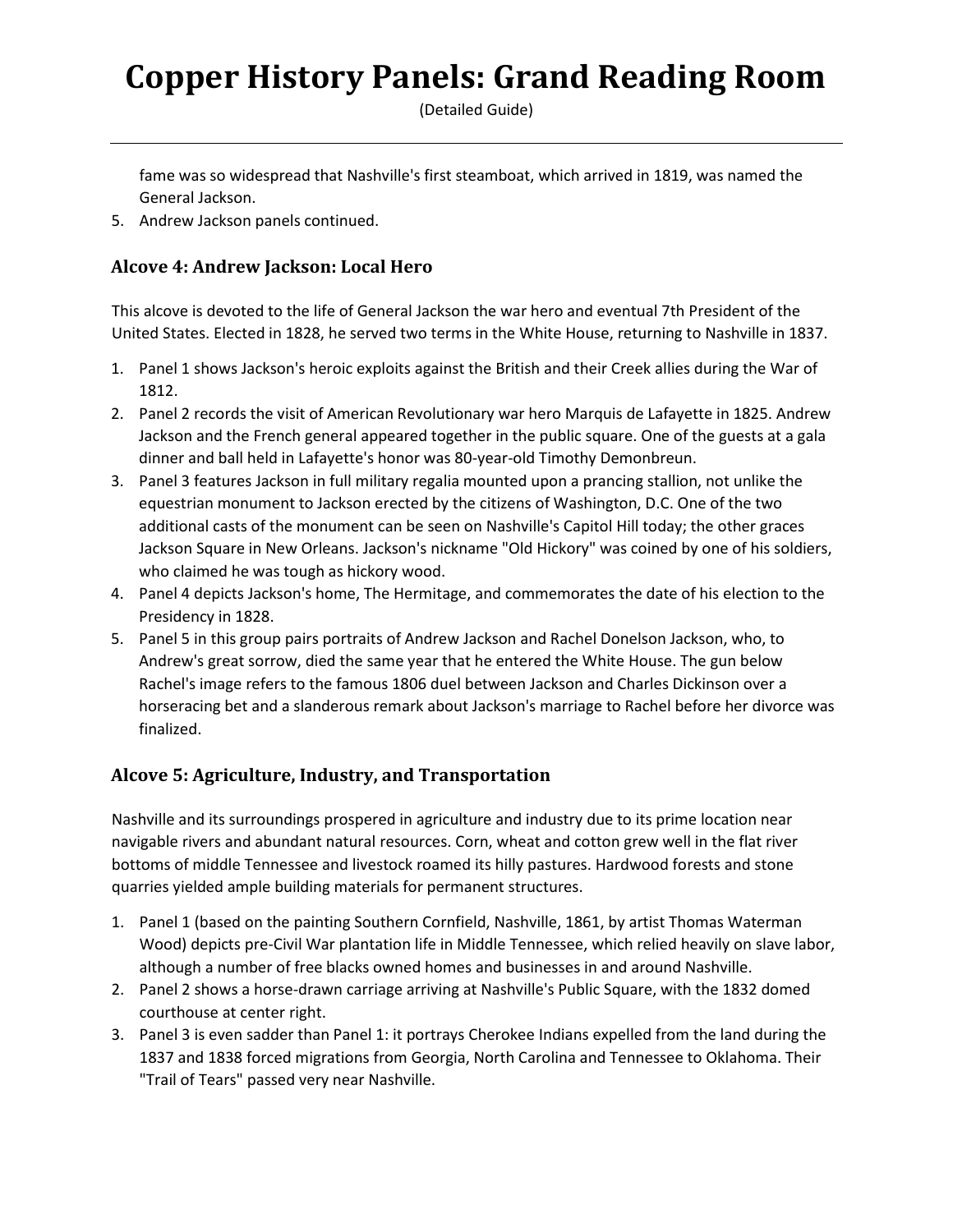fame was so widespread that Nashville's first steamboat, which arrived in 1819, was named the General Jackson.

5. Andrew Jackson panels continued.

### Alcove 4: Andrew Jackson: Local Hero

This alcove is devoted to the life of General Jackson the war hero and eventual 7th President of the United States. Elected in 1828, he served two terms in the White House, returning to Nashville in 1837.

1. Panel 1 shows Jackson's heroic exploits against the British and their Creek allies during the War of 1812.
2. Panel 2 records the visit of American Revolutionary war hero Marquis de Lafayette in 1825. Andrew Jackson and the French general appeared together in the public square. One of the guests at a gala dinner and ball held in Lafayette's honor was 80-year-old Timothy Demonbreun.
3. Panel 3 features Jackson in full military regalia mounted upon a prancing stallion, not unlike the equestrian monument to Jackson erected by the citizens of Washington, D.C. One of the two additional casts of the monument can be seen on Nashville's Capitol Hill today; the other graces Jackson Square in New Orleans. Jackson's nickname "Old Hickory" was coined by one of his soldiers, who claimed he was tough as hickory wood.
4. Panel 4 depicts Jackson's home, The Hermitage, and commemorates the date of his election to the Presidency in 1828.
5. Panel 5 in this group pairs portraits of Andrew Jackson and Rachel Donelson Jackson, who, to Andrew's great sorrow, died the same year that he entered the White House. The gun below Rachel's image refers to the famous 1806 duel between Jackson and Charles Dickinson over a horseracing bet and a slanderous remark about Jackson's marriage to Rachel before her divorce was finalized.

### Alcove 5: Agriculture, Industry, and Transportation

Nashville and its surroundings prospered in agriculture and industry due to its prime location near navigable rivers and abundant natural resources. Corn, wheat and cotton grew well in the flat river bottoms of middle Tennessee and livestock roamed its hilly pastures. Hardwood forests and stone quarries yielded ample building materials for permanent structures.

1. Panel 1 (based on the painting Southern Cornfield, Nashville, 1861, by artist Thomas Waterman Wood) depicts pre-Civil War plantation life in Middle Tennessee, which relied heavily on slave labor, although a number of free blacks owned homes and businesses in and around Nashville.
2. Panel 2 shows a horse-drawn carriage arriving at Nashville's Public Square, with the 1832 domed courthouse at center right.
3. Panel 3 is even sadder than Panel 1: it portrays Cherokee Indians expelled from the land during the 1837 and 1838 forced migrations from Georgia, North Carolina and Tennessee to Oklahoma. Their "Trail of Tears" passed very near Nashville.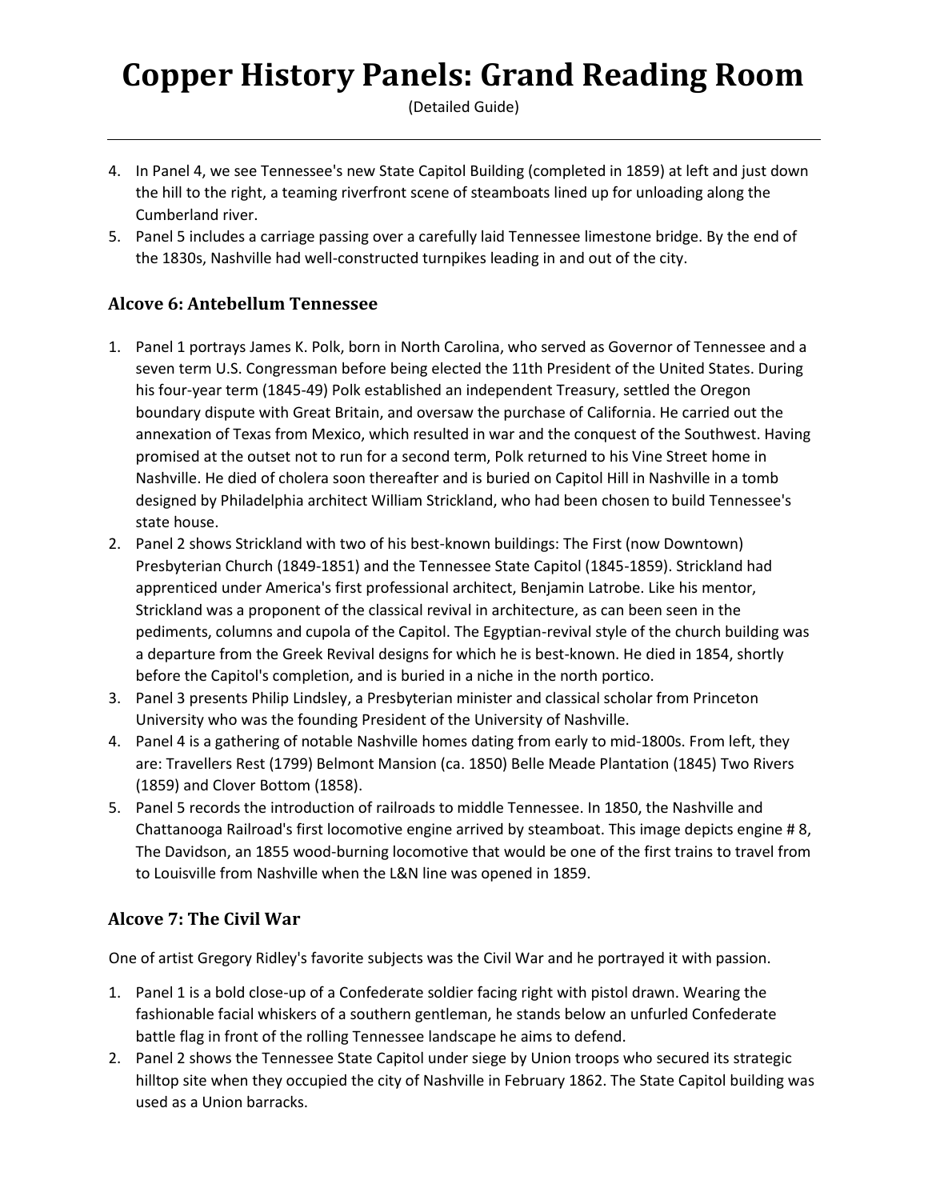# Copper History Panels: Grand Reading Room

(Detailed Guide)

---

4. In Panel 4, we see Tennessee's new State Capitol Building (completed in 1859) at left and just down the hill to the right, a teaming riverfront scene of steamboats lined up for unloading along the Cumberland river.
5. Panel 5 includes a carriage passing over a carefully laid Tennessee limestone bridge. By the end of the 1830s, Nashville had well-constructed turnpikes leading in and out of the city.

### Alcove 6: Antebellum Tennessee

1. Panel 1 portrays James K. Polk, born in North Carolina, who served as Governor of Tennessee and a seven term U.S. Congressman before being elected the 11th President of the United States. During his four-year term (1845-49) Polk established an independent Treasury, settled the Oregon boundary dispute with Great Britain, and oversaw the purchase of California. He carried out the annexation of Texas from Mexico, which resulted in war and the conquest of the Southwest. Having promised at the outset not to run for a second term, Polk returned to his Vine Street home in Nashville. He died of cholera soon thereafter and is buried on Capitol Hill in Nashville in a tomb designed by Philadelphia architect William Strickland, who had been chosen to build Tennessee's state house.
2. Panel 2 shows Strickland with two of his best-known buildings: The First (now Downtown) Presbyterian Church (1849-1851) and the Tennessee State Capitol (1845-1859). Strickland had apprenticed under America's first professional architect, Benjamin Latrobe. Like his mentor, Strickland was a proponent of the classical revival in architecture, as can been seen in the pediments, columns and cupola of the Capitol. The Egyptian-revival style of the church building was a departure from the Greek Revival designs for which he is best-known. He died in 1854, shortly before the Capitol's completion, and is buried in a niche in the north portico.
3. Panel 3 presents Philip Lindsley, a Presbyterian minister and classical scholar from Princeton University who was the founding President of the University of Nashville.
4. Panel 4 is a gathering of notable Nashville homes dating from early to mid-1800s. From left, they are: Travellers Rest (1799) Belmont Mansion (ca. 1850) Belle Meade Plantation (1845) Two Rivers (1859) and Clover Bottom (1858).
5. Panel 5 records the introduction of railroads to middle Tennessee. In 1850, the Nashville and Chattanooga Railroad's first locomotive engine arrived by steamboat. This image depicts engine # 8, The Davidson, an 1855 wood-burning locomotive that would be one of the first trains to travel from to Louisville from Nashville when the L&N line was opened in 1859.

### Alcove 7: The Civil War

One of artist Gregory Ridley's favorite subjects was the Civil War and he portrayed it with passion.

1. Panel 1 is a bold close-up of a Confederate soldier facing right with pistol drawn. Wearing the fashionable facial whiskers of a southern gentleman, he stands below an unfurled Confederate battle flag in front of the rolling Tennessee landscape he aims to defend.
2. Panel 2 shows the Tennessee State Capitol under siege by Union troops who secured its strategic hilltop site when they occupied the city of Nashville in February 1862. The State Capitol building was used as a Union barracks.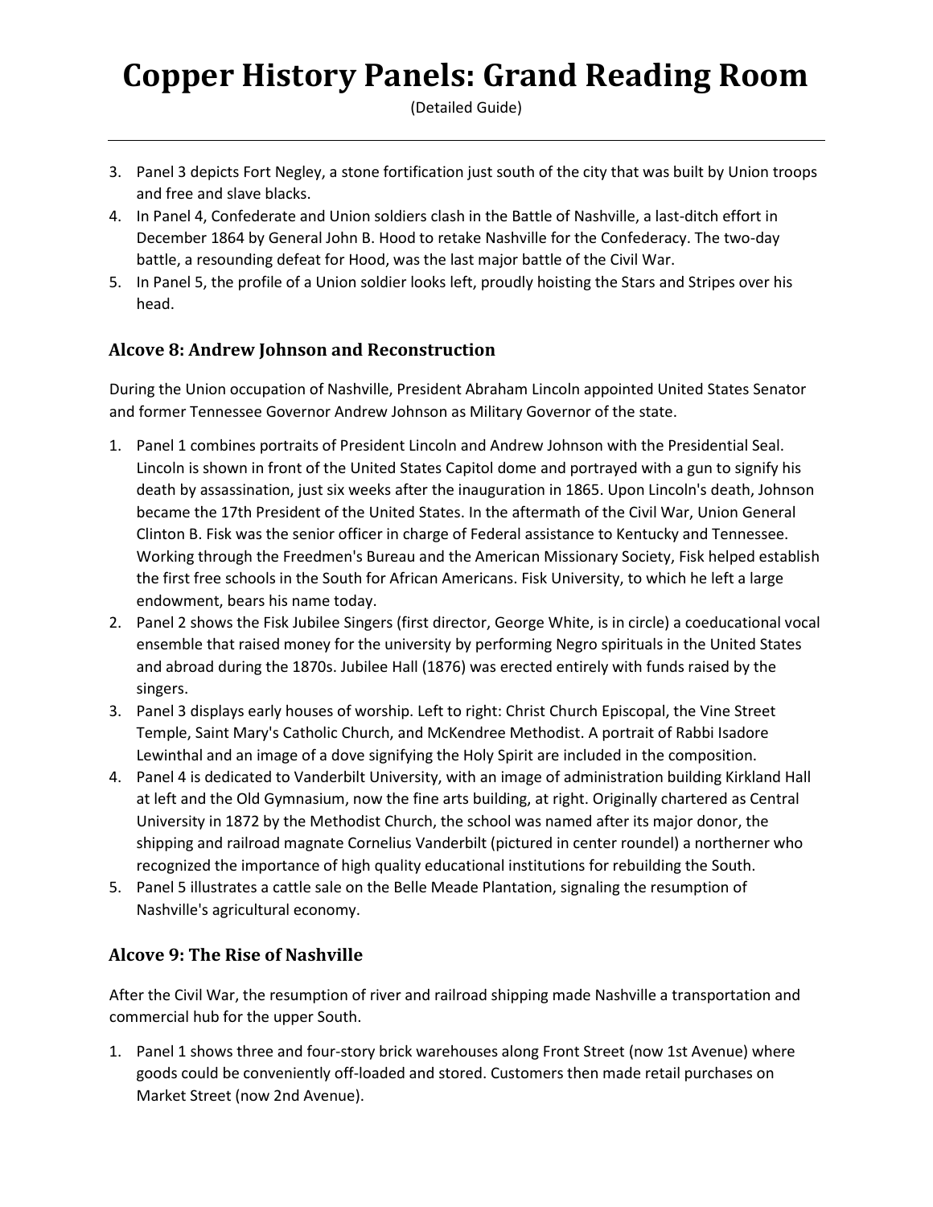3. Panel 3 depicts Fort Negley, a stone fortification just south of the city that was built by Union troops and free and slave blacks.
4. In Panel 4, Confederate and Union soldiers clash in the Battle of Nashville, a last-ditch effort in December 1864 by General John B. Hood to retake Nashville for the Confederacy. The two-day battle, a resounding defeat for Hood, was the last major battle of the Civil War.
5. In Panel 5, the profile of a Union soldier looks left, proudly hoisting the Stars and Stripes over his head.

### Alcove 8: Andrew Johnson and Reconstruction

During the Union occupation of Nashville, President Abraham Lincoln appointed United States Senator and former Tennessee Governor Andrew Johnson as Military Governor of the state.

1. Panel 1 combines portraits of President Lincoln and Andrew Johnson with the Presidential Seal. Lincoln is shown in front of the United States Capitol dome and portrayed with a gun to signify his death by assassination, just six weeks after the inauguration in 1865. Upon Lincoln's death, Johnson became the 17th President of the United States. In the aftermath of the Civil War, Union General Clinton B. Fisk was the senior officer in charge of Federal assistance to Kentucky and Tennessee. Working through the Freedmen's Bureau and the American Missionary Society, Fisk helped establish the first free schools in the South for African Americans. Fisk University, to which he left a large endowment, bears his name today.
2. Panel 2 shows the Fisk Jubilee Singers (first director, George White, is in circle) a coeducational vocal ensemble that raised money for the university by performing Negro spirituals in the United States and abroad during the 1870s. Jubilee Hall (1876) was erected entirely with funds raised by the singers.
3. Panel 3 displays early houses of worship. Left to right: Christ Church Episcopal, the Vine Street Temple, Saint Mary's Catholic Church, and McKendree Methodist. A portrait of Rabbi Isadore Lewinthal and an image of a dove signifying the Holy Spirit are included in the composition.
4. Panel 4 is dedicated to Vanderbilt University, with an image of administration building Kirkland Hall at left and the Old Gymnasium, now the fine arts building, at right. Originally chartered as Central University in 1872 by the Methodist Church, the school was named after its major donor, the shipping and railroad magnate Cornelius Vanderbilt (pictured in center roundel) a northerner who recognized the importance of high quality educational institutions for rebuilding the South.
5. Panel 5 illustrates a cattle sale on the Belle Meade Plantation, signaling the resumption of Nashville's agricultural economy.

### Alcove 9: The Rise of Nashville

After the Civil War, the resumption of river and railroad shipping made Nashville a transportation and commercial hub for the upper South.

1. Panel 1 shows three and four-story brick warehouses along Front Street (now 1st Avenue) where goods could be conveniently off-loaded and stored. Customers then made retail purchases on Market Street (now 2nd Avenue).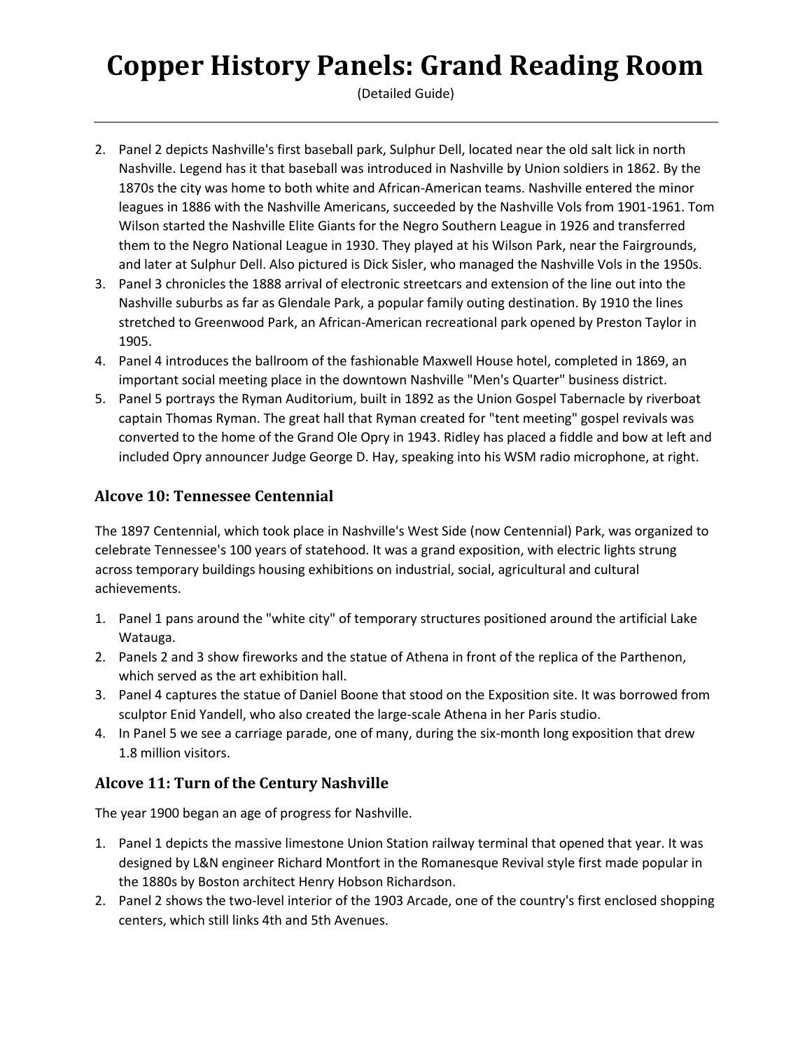# Copper History Panels: Grand Reading Room

(Detailed Guide)

2. Panel 2 depicts Nashville's first baseball park, Sulphur Dell, located near the old salt lick in north Nashville. Legend has it that baseball was introduced in Nashville by Union soldiers in 1862. By the 1870s the city was home to both white and African-American teams. Nashville entered the minor leagues in 1886 with the Nashville Americans, succeeded by the Nashville Vols from 1901-1961. Tom Wilson started the Nashville Elite Giants for the Negro Southern League in 1926 and transferred them to the Negro National League in 1930. They played at his Wilson Park, near the Fairgrounds, and later at Sulphur Dell. Also pictured is Dick Sisler, who managed the Nashville Vols in the 1950s.
3. Panel 3 chronicles the 1888 arrival of electronic streetcars and extension of the line out into the Nashville suburbs as far as Glendale Park, a popular family outing destination. By 1910 the lines stretched to Greenwood Park, an African-American recreational park opened by Preston Taylor in 1905.
4. Panel 4 introduces the ballroom of the fashionable Maxwell House hotel, completed in 1869, an important social meeting place in the downtown Nashville "Men's Quarter" business district.
5. Panel 5 portrays the Ryman Auditorium, built in 1892 as the Union Gospel Tabernacle by riverboat captain Thomas Ryman. The great hall that Ryman created for "tent meeting" gospel revivals was converted to the home of the Grand Ole Opry in 1943. Ridley has placed a fiddle and bow at left and included Opry announcer Judge George D. Hay, speaking into his WSM radio microphone, at right.

### Alcove 10: Tennessee Centennial

The 1897 Centennial, which took place in Nashville's West Side (now Centennial) Park, was organized to celebrate Tennessee's 100 years of statehood. It was a grand exposition, with electric lights strung across temporary buildings housing exhibitions on industrial, social, agricultural and cultural achievements.

1. Panel 1 pans around the "white city" of temporary structures positioned around the artificial Lake Watauga.
2. Panels 2 and 3 show fireworks and the statue of Athena in front of the replica of the Parthenon, which served as the art exhibition hall.
3. Panel 4 captures the statue of Daniel Boone that stood on the Exposition site. It was borrowed from sculptor Enid Yandell, who also created the large-scale Athena in her Paris studio.
4. In Panel 5 we see a carriage parade, one of many, during the six-month long exposition that drew 1.8 million visitors.

### Alcove 11: Turn of the Century Nashville

The year 1900 began an age of progress for Nashville.

1. Panel 1 depicts the massive limestone Union Station railway terminal that opened that year. It was designed by L&N engineer Richard Montfort in the Romanesque Revival style first made popular in the 1880s by Boston architect Henry Hobson Richardson.
2. Panel 2 shows the two-level interior of the 1903 Arcade, one of the country's first enclosed shopping centers, which still links 4th and 5th Avenues.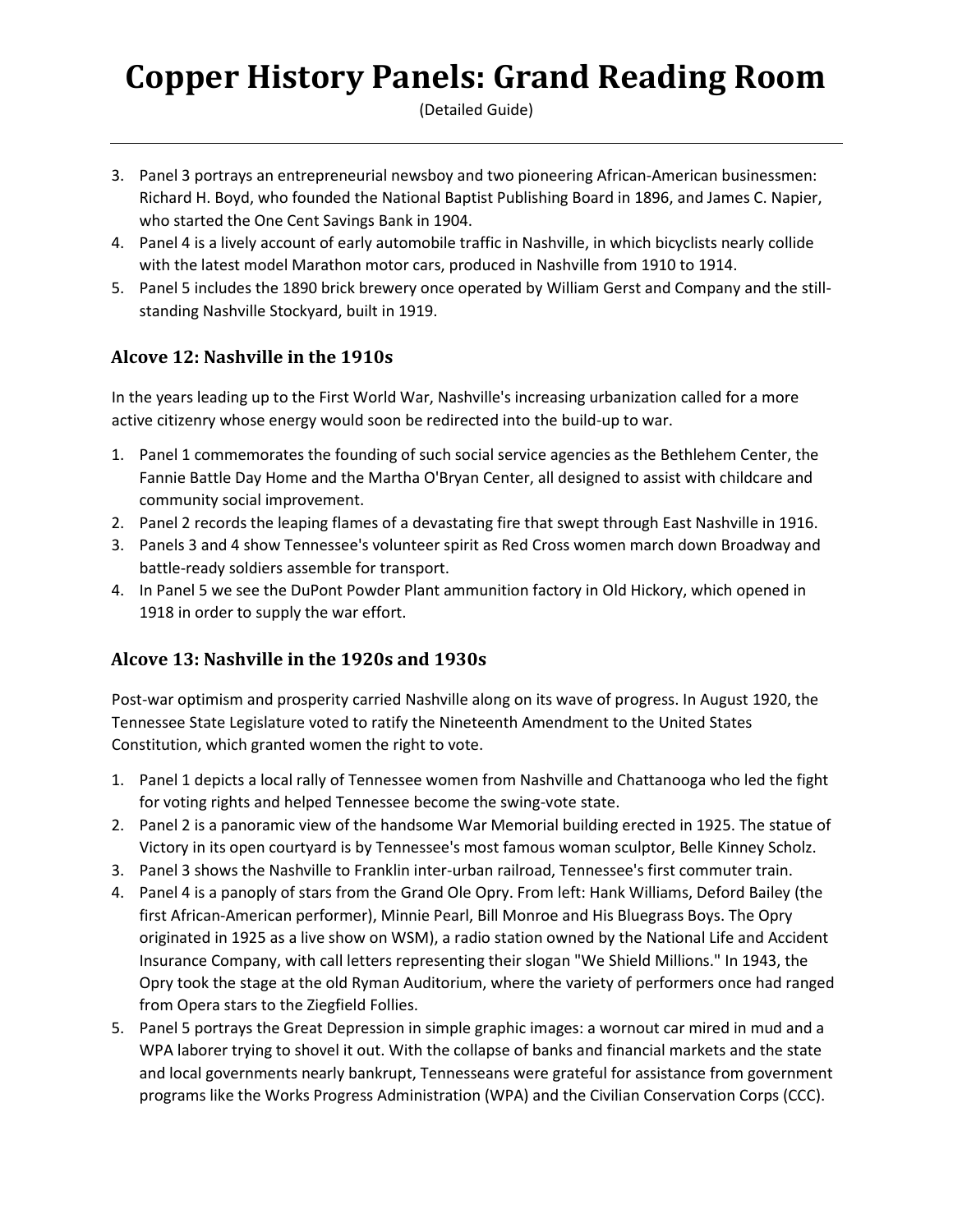# Copper History Panels: Grand Reading Room

(Detailed Guide)

3. Panel 3 portrays an entrepreneurial newsboy and two pioneering African-American businessmen: Richard H. Boyd, who founded the National Baptist Publishing Board in 1896, and James C. Napier, who started the One Cent Savings Bank in 1904.
4. Panel 4 is a lively account of early automobile traffic in Nashville, in which bicyclists nearly collide with the latest model Marathon motor cars, produced in Nashville from 1910 to 1914.
5. Panel 5 includes the 1890 brick brewery once operated by William Gerst and Company and the still-standing Nashville Stockyard, built in 1919.

### Alcove 12: Nashville in the 1910s

In the years leading up to the First World War, Nashville's increasing urbanization called for a more active citizenry whose energy would soon be redirected into the build-up to war.

1. Panel 1 commemorates the founding of such social service agencies as the Bethlehem Center, the Fannie Battle Day Home and the Martha O'Bryan Center, all designed to assist with childcare and community social improvement.
2. Panel 2 records the leaping flames of a devastating fire that swept through East Nashville in 1916.
3. Panels 3 and 4 show Tennessee's volunteer spirit as Red Cross women march down Broadway and battle-ready soldiers assemble for transport.
4. In Panel 5 we see the DuPont Powder Plant ammunition factory in Old Hickory, which opened in 1918 in order to supply the war effort.

### Alcove 13: Nashville in the 1920s and 1930s

Post-war optimism and prosperity carried Nashville along on its wave of progress. In August 1920, the Tennessee State Legislature voted to ratify the Nineteenth Amendment to the United States Constitution, which granted women the right to vote.

1. Panel 1 depicts a local rally of Tennessee women from Nashville and Chattanooga who led the fight for voting rights and helped Tennessee become the swing-vote state.
2. Panel 2 is a panoramic view of the handsome War Memorial building erected in 1925. The statue of Victory in its open courtyard is by Tennessee's most famous woman sculptor, Belle Kinney Scholz.
3. Panel 3 shows the Nashville to Franklin inter-urban railroad, Tennessee's first commuter train.
4. Panel 4 is a panoply of stars from the Grand Ole Opry. From left: Hank Williams, Deford Bailey (the first African-American performer), Minnie Pearl, Bill Monroe and His Bluegrass Boys. The Opry originated in 1925 as a live show on WSM), a radio station owned by the National Life and Accident Insurance Company, with call letters representing their slogan "We Shield Millions." In 1943, the Opry took the stage at the old Ryman Auditorium, where the variety of performers once had ranged from Opera stars to the Ziegfield Follies.
5. Panel 5 portrays the Great Depression in simple graphic images: a wornout car mired in mud and a WPA laborer trying to shovel it out. With the collapse of banks and financial markets and the state and local governments nearly bankrupt, Tennesseans were grateful for assistance from government programs like the Works Progress Administration (WPA) and the Civilian Conservation Corps (CCC).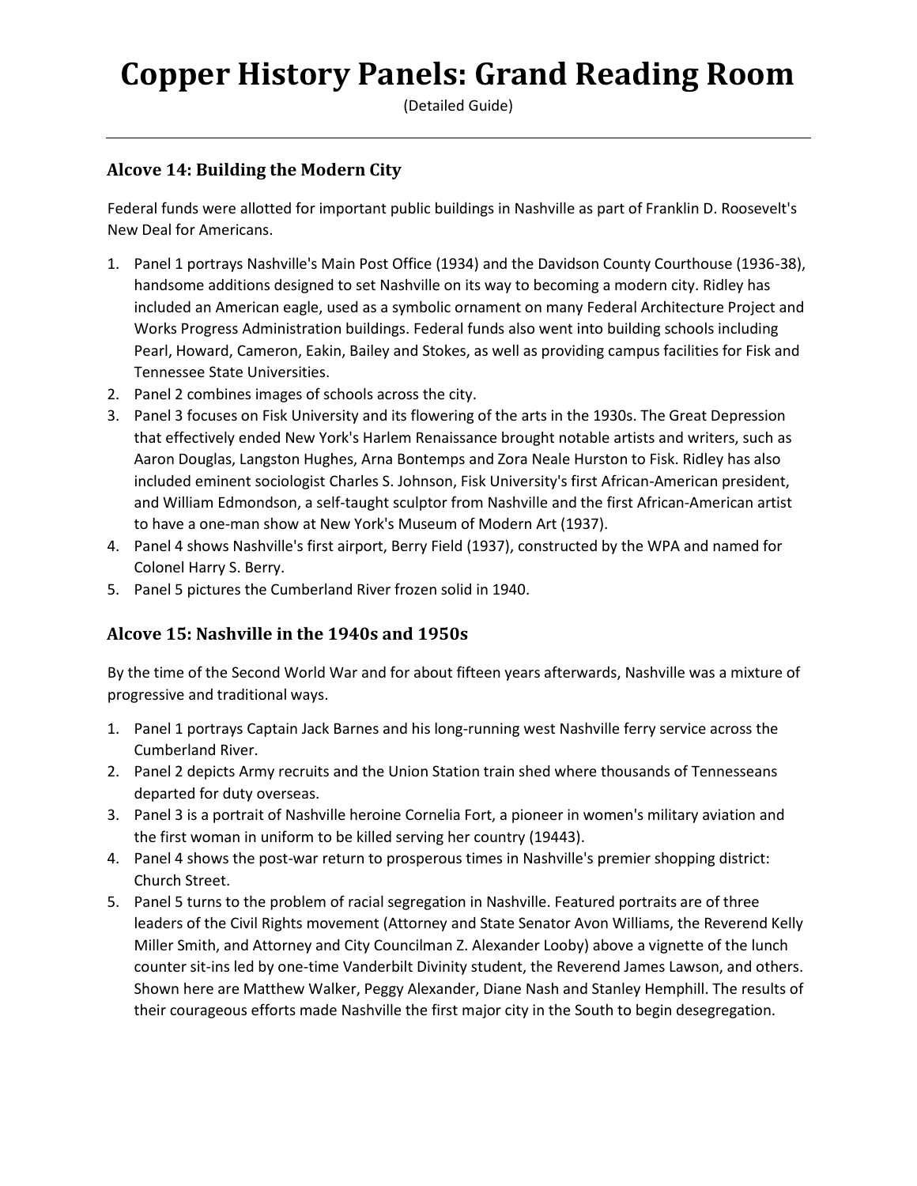# Copper History Panels: Grand Reading Room

(Detailed Guide)

---

### Alcove 14: Building the Modern City

Federal funds were allotted for important public buildings in Nashville as part of Franklin D. Roosevelt's New Deal for Americans.

1. Panel 1 portrays Nashville's Main Post Office (1934) and the Davidson County Courthouse (1936-38), handsome additions designed to set Nashville on its way to becoming a modern city. Ridley has included an American eagle, used as a symbolic ornament on many Federal Architecture Project and Works Progress Administration buildings. Federal funds also went into building schools including Pearl, Howard, Cameron, Eakin, Bailey and Stokes, as well as providing campus facilities for Fisk and Tennessee State Universities.
2. Panel 2 combines images of schools across the city.
3. Panel 3 focuses on Fisk University and its flowering of the arts in the 1930s. The Great Depression that effectively ended New York's Harlem Renaissance brought notable artists and writers, such as Aaron Douglas, Langston Hughes, Arna Bontemps and Zora Neale Hurston to Fisk. Ridley has also included eminent sociologist Charles S. Johnson, Fisk University's first African-American president, and William Edmondson, a self-taught sculptor from Nashville and the first African-American artist to have a one-man show at New York's Museum of Modern Art (1937).
4. Panel 4 shows Nashville's first airport, Berry Field (1937), constructed by the WPA and named for Colonel Harry S. Berry.
5. Panel 5 pictures the Cumberland River frozen solid in 1940.

### Alcove 15: Nashville in the 1940s and 1950s

By the time of the Second World War and for about fifteen years afterwards, Nashville was a mixture of progressive and traditional ways.

1. Panel 1 portrays Captain Jack Barnes and his long-running west Nashville ferry service across the Cumberland River.
2. Panel 2 depicts Army recruits and the Union Station train shed where thousands of Tennesseans departed for duty overseas.
3. Panel 3 is a portrait of Nashville heroine Cornelia Fort, a pioneer in women's military aviation and the first woman in uniform to be killed serving her country (19443).
4. Panel 4 shows the post-war return to prosperous times in Nashville's premier shopping district: Church Street.
5. Panel 5 turns to the problem of racial segregation in Nashville. Featured portraits are of three leaders of the Civil Rights movement (Attorney and State Senator Avon Williams, the Reverend Kelly Miller Smith, and Attorney and City Councilman Z. Alexander Looby) above a vignette of the lunch counter sit-ins led by one-time Vanderbilt Divinity student, the Reverend James Lawson, and others. Shown here are Matthew Walker, Peggy Alexander, Diane Nash and Stanley Hemphill. The results of their courageous efforts made Nashville the first major city in the South to begin desegregation.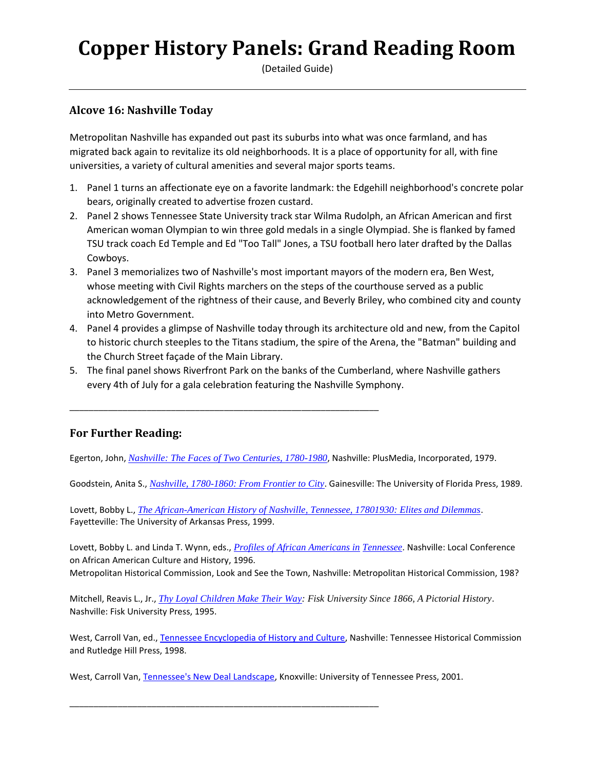# Copper History Panels: Grand Reading Room

(Detailed Guide)

---

### Alcove 16: Nashville Today

Metropolitan Nashville has expanded out past its suburbs into what was once farmland, and has migrated back again to revitalize its old neighborhoods. It is a place of opportunity for all, with fine universities, a variety of cultural amenities and several major sports teams.

1. Panel 1 turns an affectionate eye on a favorite landmark: the Edgehill neighborhood's concrete polar bears, originally created to advertise frozen custard.
2. Panel 2 shows Tennessee State University track star Wilma Rudolph, an African American and first American woman Olympian to win three gold medals in a single Olympiad. She is flanked by famed TSU track coach Ed Temple and Ed "Too Tall" Jones, a TSU football hero later drafted by the Dallas Cowboys.
3. Panel 3 memorializes two of Nashville's most important mayors of the modern era, Ben West, whose meeting with Civil Rights marchers on the steps of the courthouse served as a public acknowledgement of the rightness of their cause, and Beverly Briley, who combined city and county into Metro Government.
4. Panel 4 provides a glimpse of Nashville today through its architecture old and new, from the Capitol to historic church steeples to the Titans stadium, the spire of the Arena, the "Batman" building and the Church Street façade of the Main Library.
5. The final panel shows Riverfront Park on the banks of the Cumberland, where Nashville gathers every 4th of July for a gala celebration featuring the Nashville Symphony.

---

### For Further Reading:

Egerton, John, *Nashville: The Faces of Two Centuries, 1780-1980*, Nashville: PlusMedia, Incorporated, 1979.

Goodstein, Anita S., *Nashville, 1780-1860: From Frontier to City*. Gainesville: The University of Florida Press, 1989.

Lovett, Bobby L., *The African-American History of Nashville, Tennessee, 17801930: Elites and Dilemmas*. Fayetteville: The University of Arkansas Press, 1999.

Lovett, Bobby L. and Linda T. Wynn, eds., *Profiles of African Americans in Tennessee*. Nashville: Local Conference on African American Culture and History, 1996.
Metropolitan Historical Commission, Look and See the Town, Nashville: Metropolitan Historical Commission, 198?

Mitchell, Reavis L., Jr., *Thy Loyal Children Make Their Way: Fisk University Since 1866, A Pictorial History*. Nashville: Fisk University Press, 1995.

West, Carroll Van, ed., Tennessee Encyclopedia of History and Culture, Nashville: Tennessee Historical Commission and Rutledge Hill Press, 1998.

West, Carroll Van, Tennessee's New Deal Landscape, Knoxville: University of Tennessee Press, 2001.

---